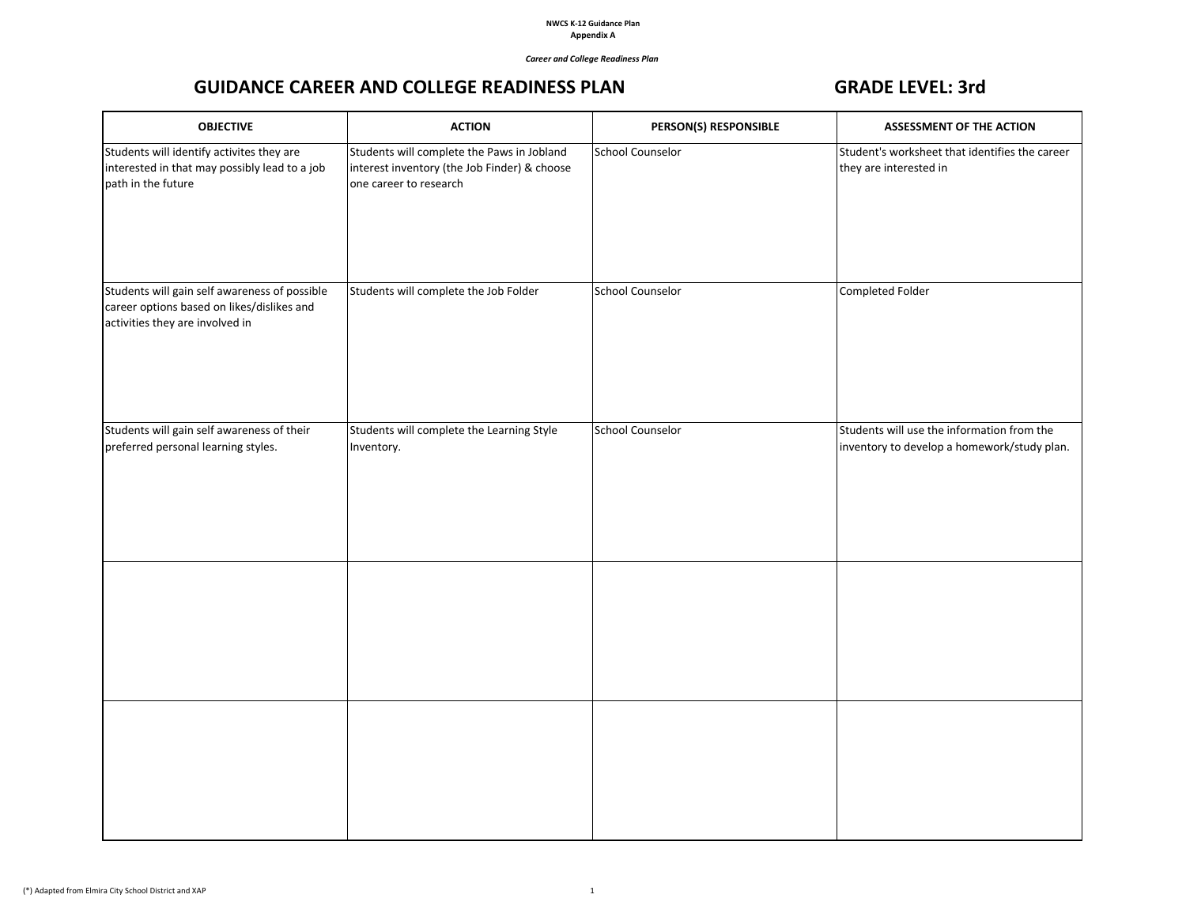**NWCS K-12 Guidance Plan**
**Appendix A**

*Career and College Readiness Plan*

# GUIDANCE CAREER AND COLLEGE READINESS PLAN — GRADE LEVEL: 3rd

| OBJECTIVE | ACTION | PERSON(S) RESPONSIBLE | ASSESSMENT OF THE ACTION |
|---|---|---|---|
| Students will identify activites they are interested in that may possibly lead to a job path in the future | Students will complete the Paws in Jobland interest inventory (the Job Finder) & choose one career to research | School Counselor | Student's worksheet that identifies the career they are interested in |
| Students will gain self awareness of possible career options based on likes/dislikes and activities they are involved in | Students will complete the Job Folder | School Counselor | Completed Folder |
| Students will gain self awareness of their preferred personal learning styles. | Students will complete the Learning Style Inventory. | School Counselor | Students will use the information from the inventory to develop a homework/study plan. |
| | | | |
| | | | |

(*) Adapted from Elmira City School District and XAP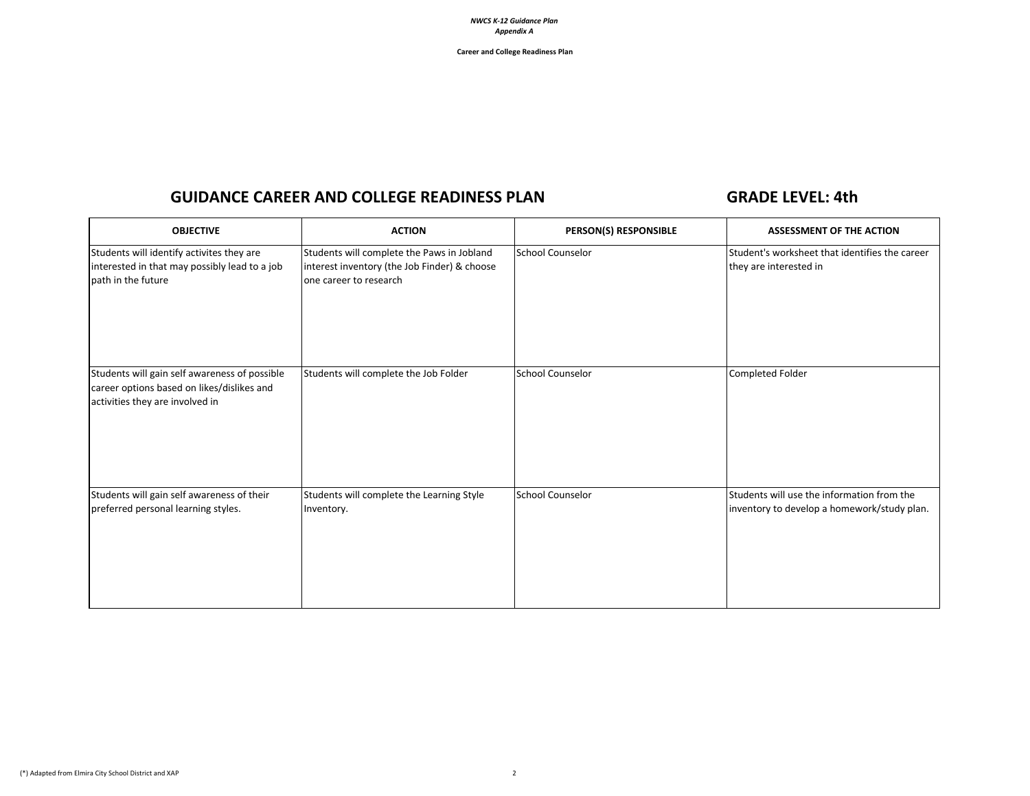## GUIDANCE CAREER AND COLLEGE READINESS PLAN

## GRADE LEVEL: 4th

| OBJECTIVE | ACTION | PERSON(S) RESPONSIBLE | ASSESSMENT OF THE ACTION |
|---|---|---|---|
| Students will identify activites they are interested in that may possibly lead to a job path in the future | Students will complete the Paws in Jobland interest inventory (the Job Finder) & choose one career to research | School Counselor | Student's worksheet that identifies the career they are interested in |
| Students will gain self awareness of possible career options based on likes/dislikes and activities they are involved in | Students will complete the Job Folder | School Counselor | Completed Folder |
| Students will gain self awareness of their preferred personal learning styles. | Students will complete the Learning Style Inventory. | School Counselor | Students will use the information from the inventory to develop a homework/study plan. |

(*) Adapted from Elmira City School District and XAP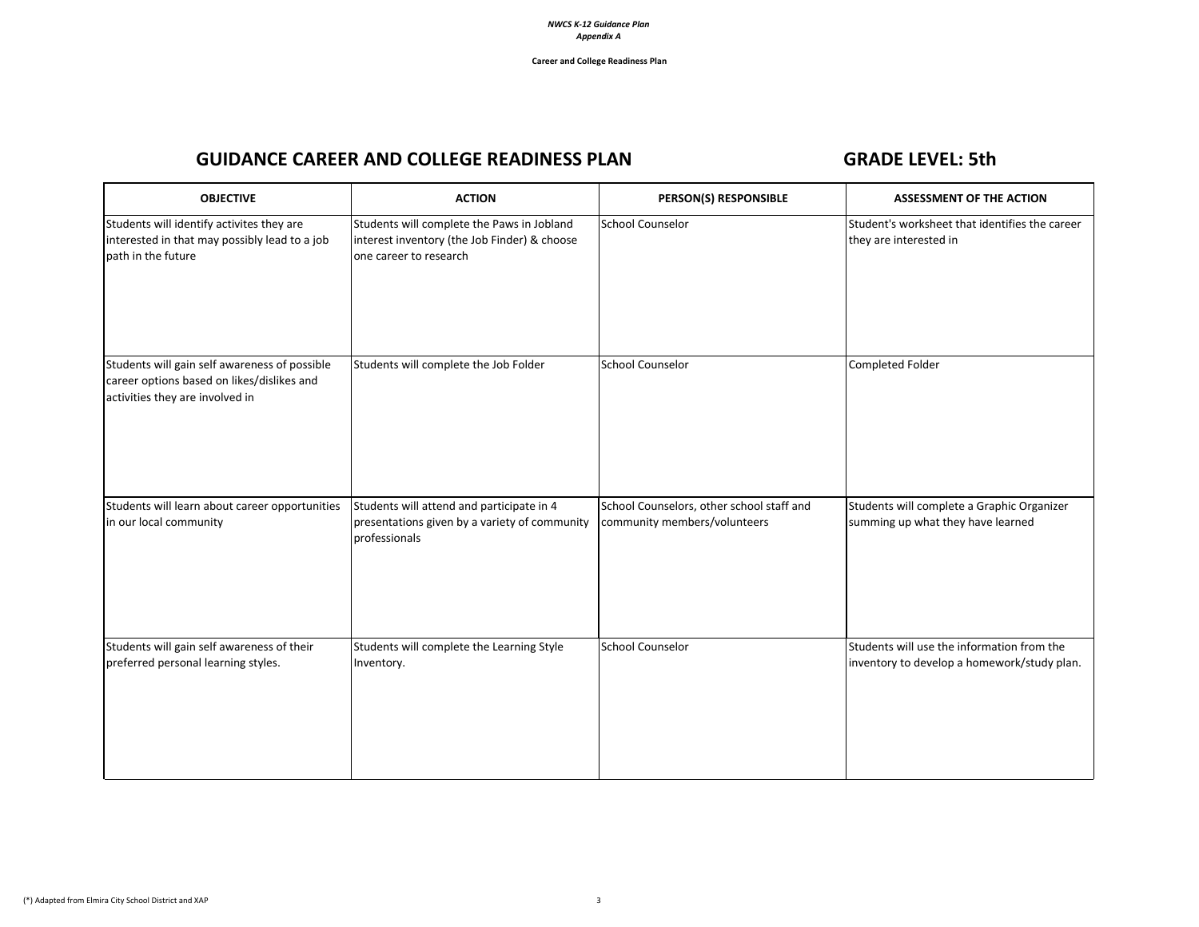**Career and College Readiness Plan**

## GUIDANCE CAREER AND COLLEGE READINESS PLAN — GRADE LEVEL: 5th

| OBJECTIVE | ACTION | PERSON(S) RESPONSIBLE | ASSESSMENT OF THE ACTION |
|---|---|---|---|
| Students will identify activites they are interested in that may possibly lead to a job path in the future | Students will complete the Paws in Jobland interest inventory (the Job Finder) & choose one career to research | School Counselor | Student's worksheet that identifies the career they are interested in |
| Students will gain self awareness of possible career options based on likes/dislikes and activities they are involved in | Students will complete the Job Folder | School Counselor | Completed Folder |
| Students will learn about career opportunities in our local community | Students will attend and participate in 4 presentations given by a variety of community professionals | School Counselors, other school staff and community members/volunteers | Students will complete a Graphic Organizer summing up what they have learned |
| Students will gain self awareness of their preferred personal learning styles. | Students will complete the Learning Style Inventory. | School Counselor | Students will use the information from the inventory to develop a homework/study plan. |

(*) Adapted from Elmira City School District and XAP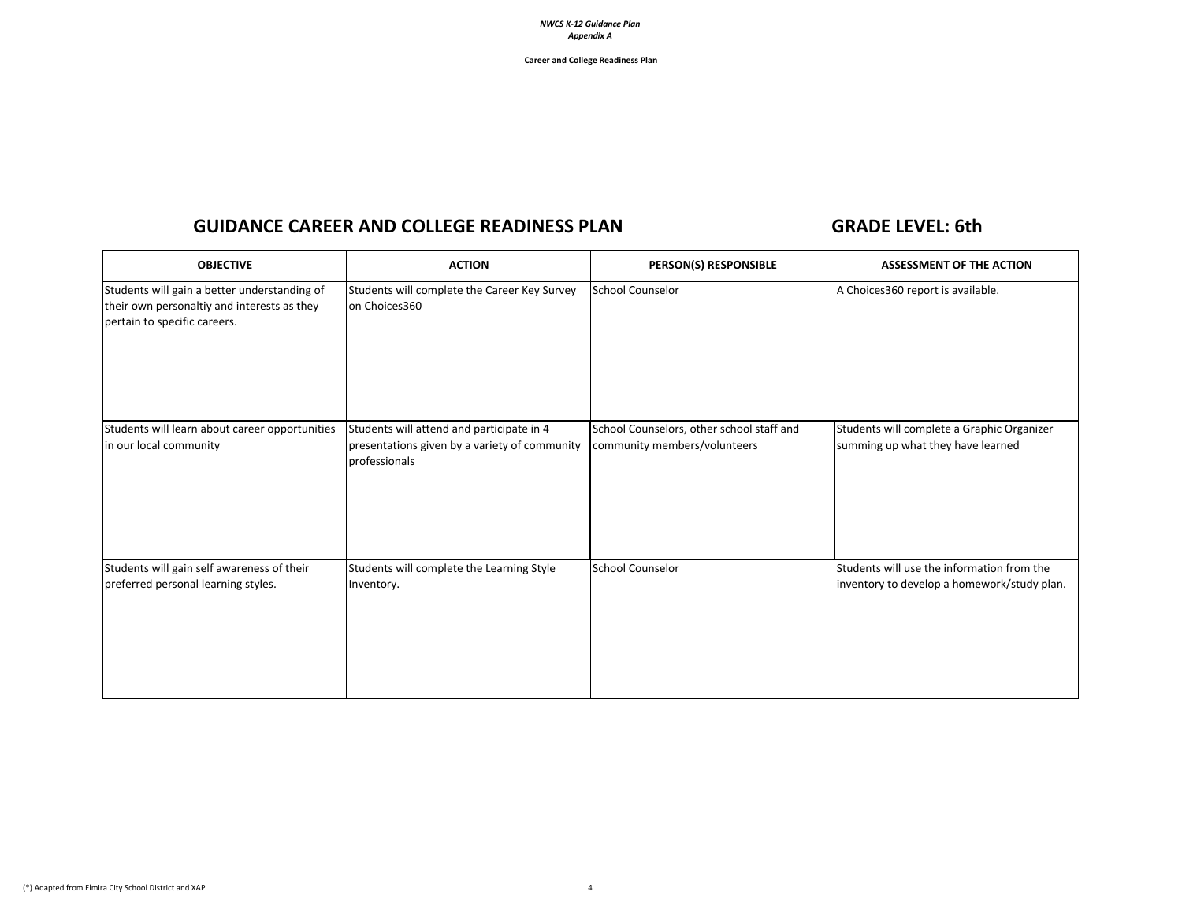**Career and College Readiness Plan**

## GUIDANCE CAREER AND COLLEGE READINESS PLAN

## GRADE LEVEL: 6th

| OBJECTIVE | ACTION | PERSON(S) RESPONSIBLE | ASSESSMENT OF THE ACTION |
|---|---|---|---|
| Students will gain a better understanding of their own personaltiy and interests as they pertain to specific careers. | Students will complete the Career Key Survey on Choices360 | School Counselor | A Choices360 report is available. |
| Students will learn about career opportunities in our local community | Students will attend and participate in 4 presentations given by a variety of community professionals | School Counselors, other school staff and community members/volunteers | Students will complete a Graphic Organizer summing up what they have learned |
| Students will gain self awareness of their preferred personal learning styles. | Students will complete the Learning Style Inventory. | School Counselor | Students will use the information from the inventory to develop a homework/study plan. |

(*) Adapted from Elmira City School District and XAP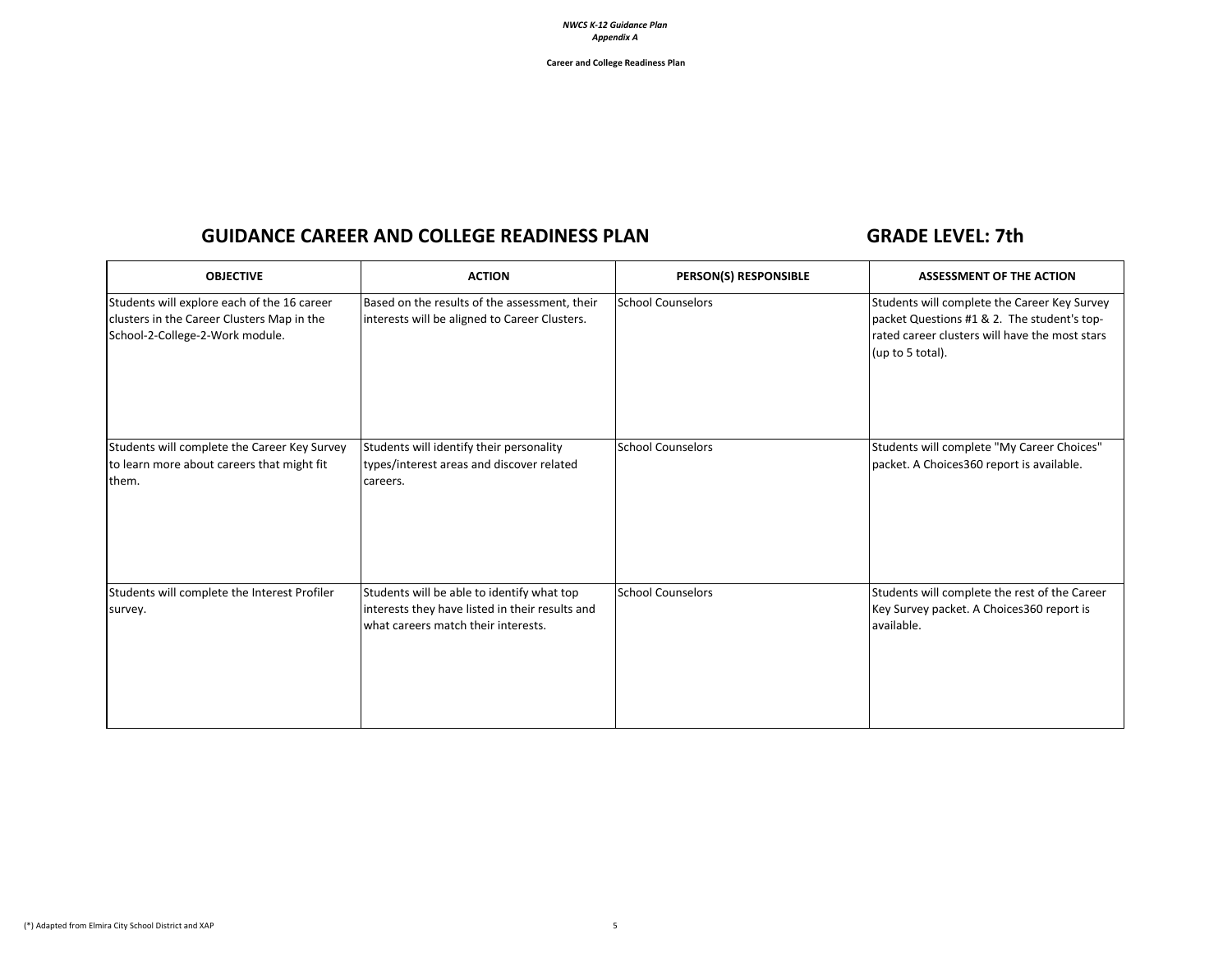**Career and College Readiness Plan**

## GUIDANCE CAREER AND COLLEGE READINESS PLAN — GRADE LEVEL: 7th

| OBJECTIVE | ACTION | PERSON(S) RESPONSIBLE | ASSESSMENT OF THE ACTION |
|---|---|---|---|
| Students will explore each of the 16 career clusters in the Career Clusters Map in the School-2-College-2-Work module. | Based on the results of the assessment, their interests will be aligned to Career Clusters. | School Counselors | Students will complete the Career Key Survey packet Questions #1 & 2. The student's top-rated career clusters will have the most stars (up to 5 total). |
| Students will complete the Career Key Survey to learn more about careers that might fit them. | Students will identify their personality types/interest areas and discover related careers. | School Counselors | Students will complete "My Career Choices" packet. A Choices360 report is available. |
| Students will complete the Interest Profiler survey. | Students will be able to identify what top interests they have listed in their results and what careers match their interests. | School Counselors | Students will complete the rest of the Career Key Survey packet. A Choices360 report is available. |

(*) Adapted from Elmira City School District and XAP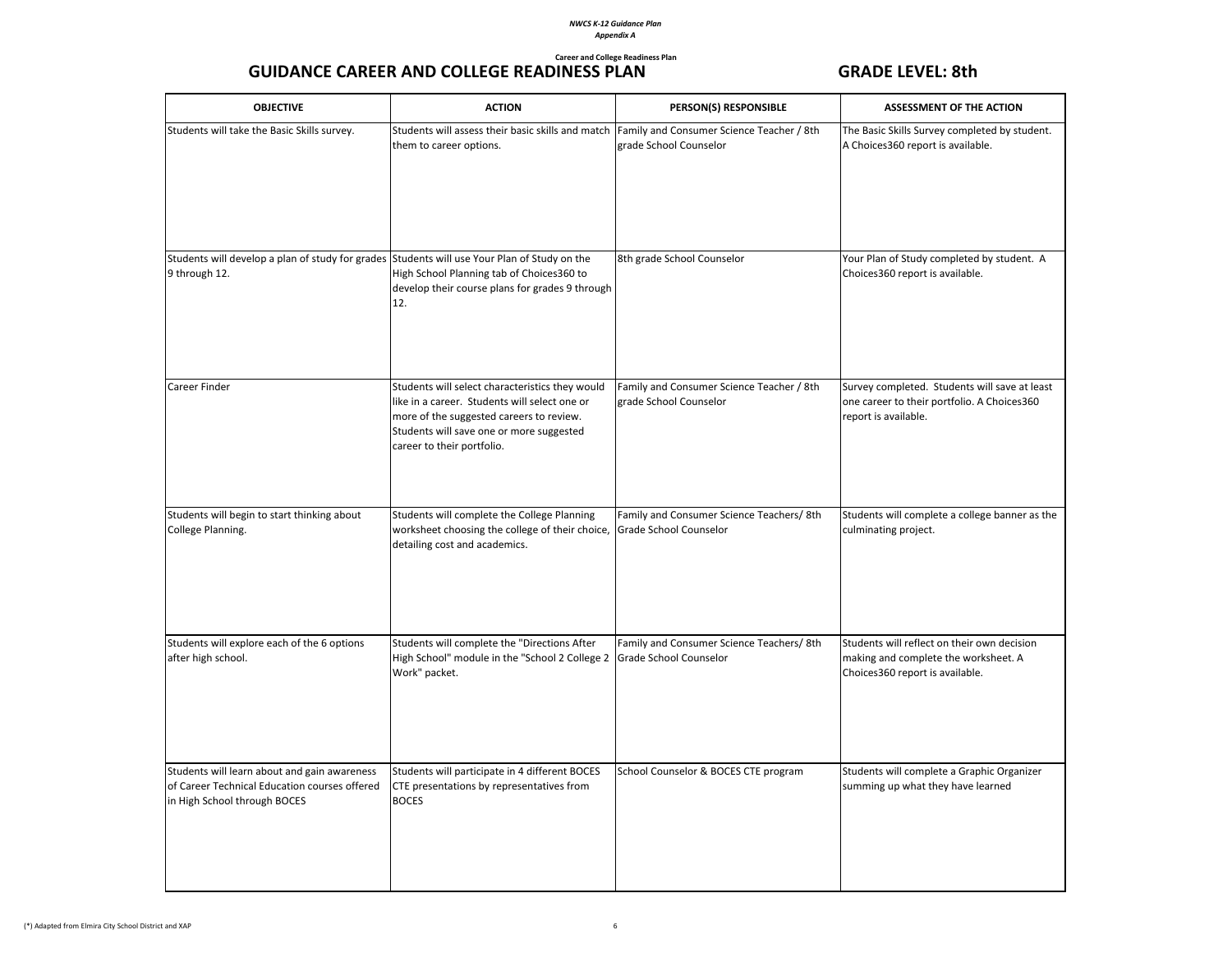*NWCS K-12 Guidance Plan*
*Appendix A*

**Career and College Readiness Plan**

# GUIDANCE CAREER AND COLLEGE READINESS PLAN — GRADE LEVEL: 8th

| OBJECTIVE | ACTION | PERSON(S) RESPONSIBLE | ASSESSMENT OF THE ACTION |
|---|---|---|---|
| Students will take the Basic Skills survey. | Students will assess their basic skills and match them to career options. | Family and Consumer Science Teacher / 8th grade School Counselor | The Basic Skills Survey completed by student. A Choices360 report is available. |
| Students will develop a plan of study for grades 9 through 12. | Students will use Your Plan of Study on the High School Planning tab of Choices360 to develop their course plans for grades 9 through 12. | 8th grade School Counselor | Your Plan of Study completed by student. A Choices360 report is available. |
| Career Finder | Students will select characteristics they would like in a career. Students will select one or more of the suggested careers to review. Students will save one or more suggested career to their portfolio. | Family and Consumer Science Teacher / 8th grade School Counselor | Survey completed. Students will save at least one career to their portfolio. A Choices360 report is available. |
| Students will begin to start thinking about College Planning. | Students will complete the College Planning worksheet choosing the college of their choice, detailing cost and academics. | Family and Consumer Science Teachers/ 8th Grade School Counselor | Students will complete a college banner as the culminating project. |
| Students will explore each of the 6 options after high school. | Students will complete the "Directions After High School" module in the "School 2 College 2 Work" packet. | Family and Consumer Science Teachers/ 8th Grade School Counselor | Students will reflect on their own decision making and complete the worksheet. A Choices360 report is available. |
| Students will learn about and gain awareness of Career Technical Education courses offered in High School through BOCES | Students will participate in 4 different BOCES CTE presentations by representatives from BOCES | School Counselor & BOCES CTE program | Students will complete a Graphic Organizer summing up what they have learned |

(*) Adapted from Elmira City School District and XAP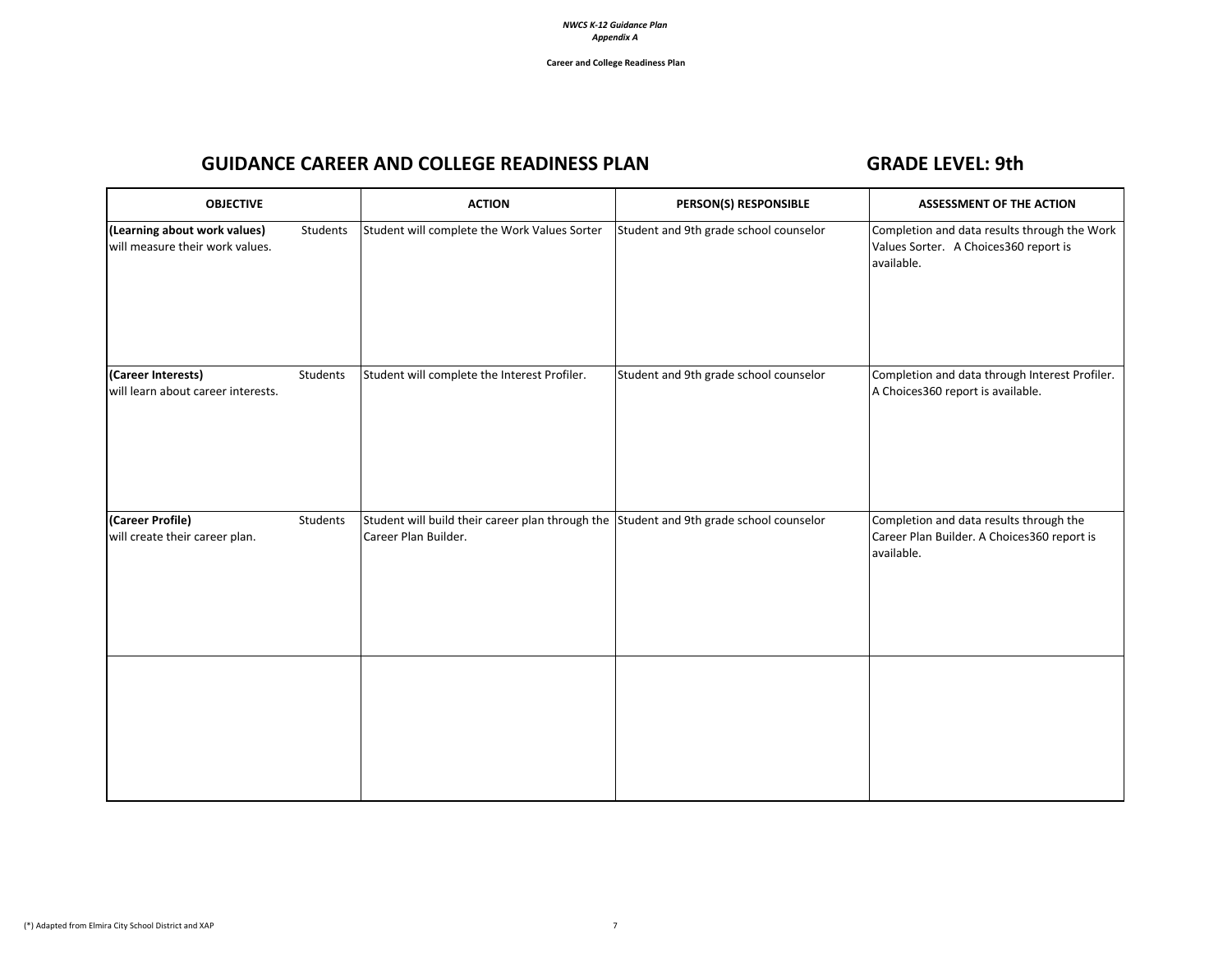Career and College Readiness Plan

## GUIDANCE CAREER AND COLLEGE READINESS PLAN

## GRADE LEVEL: 9th

| OBJECTIVE | ACTION | PERSON(S) RESPONSIBLE | ASSESSMENT OF THE ACTION |
|---|---|---|---|
| **(Learning about work values)** Students will measure their work values. | Student will complete the Work Values Sorter | Student and 9th grade school counselor | Completion and data results through the Work Values Sorter. A Choices360 report is available. |
| **(Career Interests)** Students will learn about career interests. | Student will complete the Interest Profiler. | Student and 9th grade school counselor | Completion and data through Interest Profiler. A Choices360 report is available. |
| **(Career Profile)** Students will create their career plan. | Student will build their career plan through the Career Plan Builder. | Student and 9th grade school counselor | Completion and data results through the Career Plan Builder. A Choices360 report is available. |
| | | | |

(*) Adapted from Elmira City School District and XAP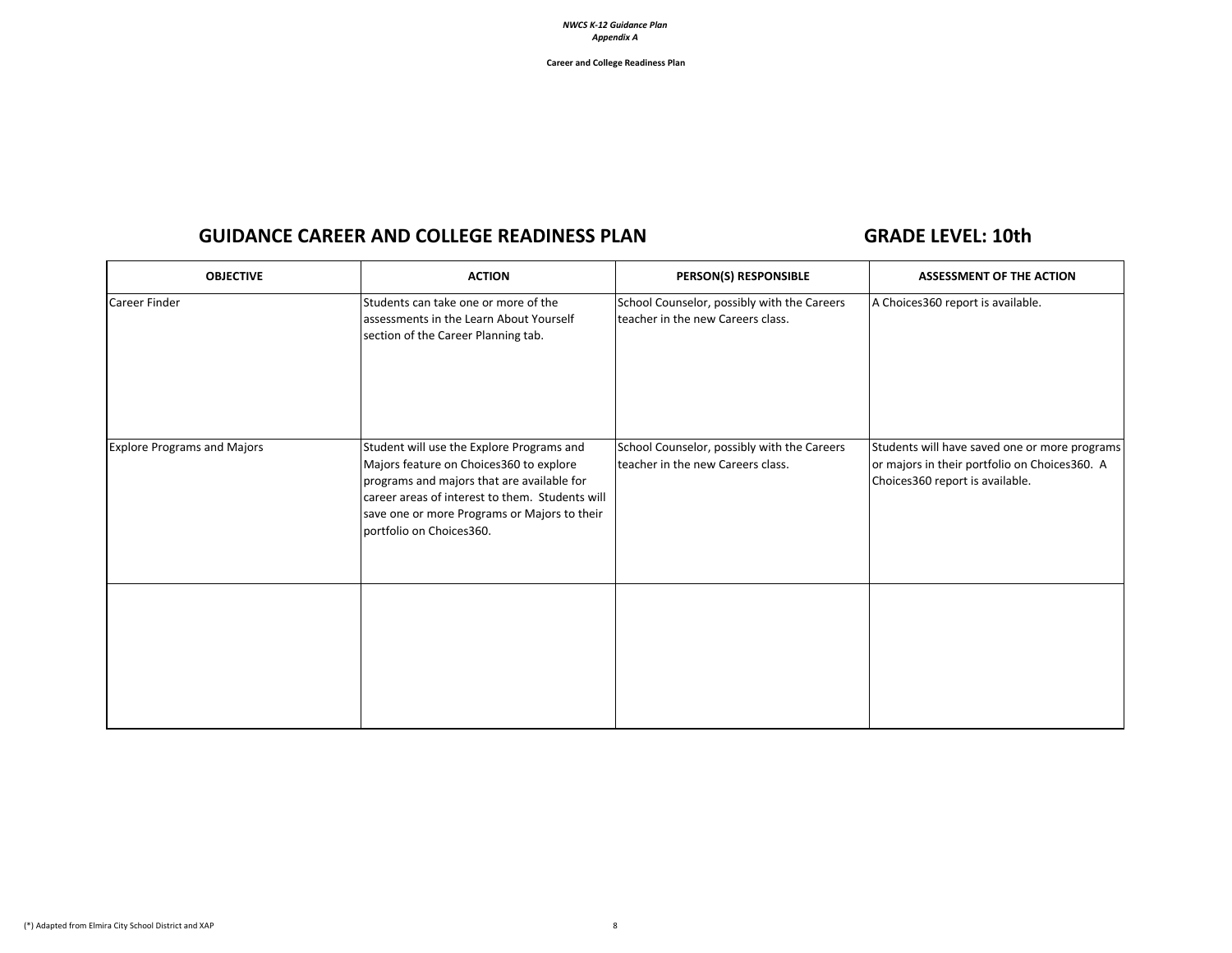**Career and College Readiness Plan**

## GUIDANCE CAREER AND COLLEGE READINESS PLAN

## GRADE LEVEL: 10th

| OBJECTIVE | ACTION | PERSON(S) RESPONSIBLE | ASSESSMENT OF THE ACTION |
|---|---|---|---|
| Career Finder | Students can take one or more of the assessments in the Learn About Yourself section of the Career Planning tab. | School Counselor, possibly with the Careers teacher in the new Careers class. | A Choices360 report is available. |
| Explore Programs and Majors | Student will use the Explore Programs and Majors feature on Choices360 to explore programs and majors that are available for career areas of interest to them. Students will save one or more Programs or Majors to their portfolio on Choices360. | School Counselor, possibly with the Careers teacher in the new Careers class. | Students will have saved one or more programs or majors in their portfolio on Choices360. A Choices360 report is available. |
| | | | |

(*) Adapted from Elmira City School District and XAP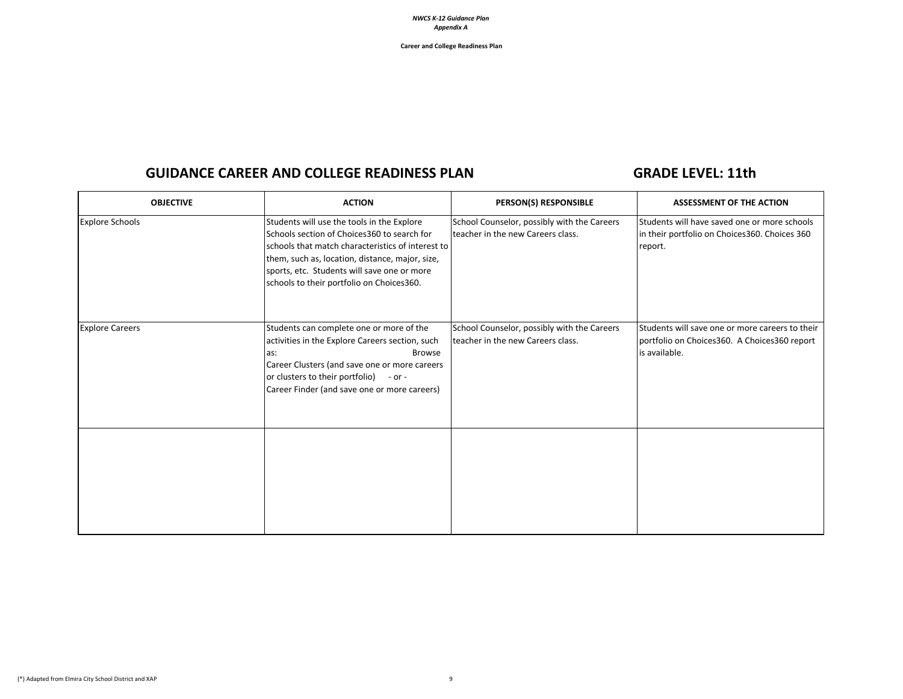**Career and College Readiness Plan**

## GUIDANCE CAREER AND COLLEGE READINESS PLAN

## GRADE LEVEL: 11th

| OBJECTIVE | ACTION | PERSON(S) RESPONSIBLE | ASSESSMENT OF THE ACTION |
|---|---|---|---|
| Explore Schools | Students will use the tools in the Explore Schools section of Choices360 to search for schools that match characteristics of interest to them, such as, location, distance, major, size, sports, etc. Students will save one or more schools to their portfolio on Choices360. | School Counselor, possibly with the Careers teacher in the new Careers class. | Students will have saved one or more schools in their portfolio on Choices360. Choices 360 report. |
| Explore Careers | Students can complete one or more of the activities in the Explore Careers section, such as: Browse Career Clusters (and save one or more careers or clusters to their portfolio) - or - Career Finder (and save one or more careers) | School Counselor, possibly with the Careers teacher in the new Careers class. | Students will save one or more careers to their portfolio on Choices360. A Choices360 report is available. |
| | | | |

(*) Adapted from Elmira City School District and XAP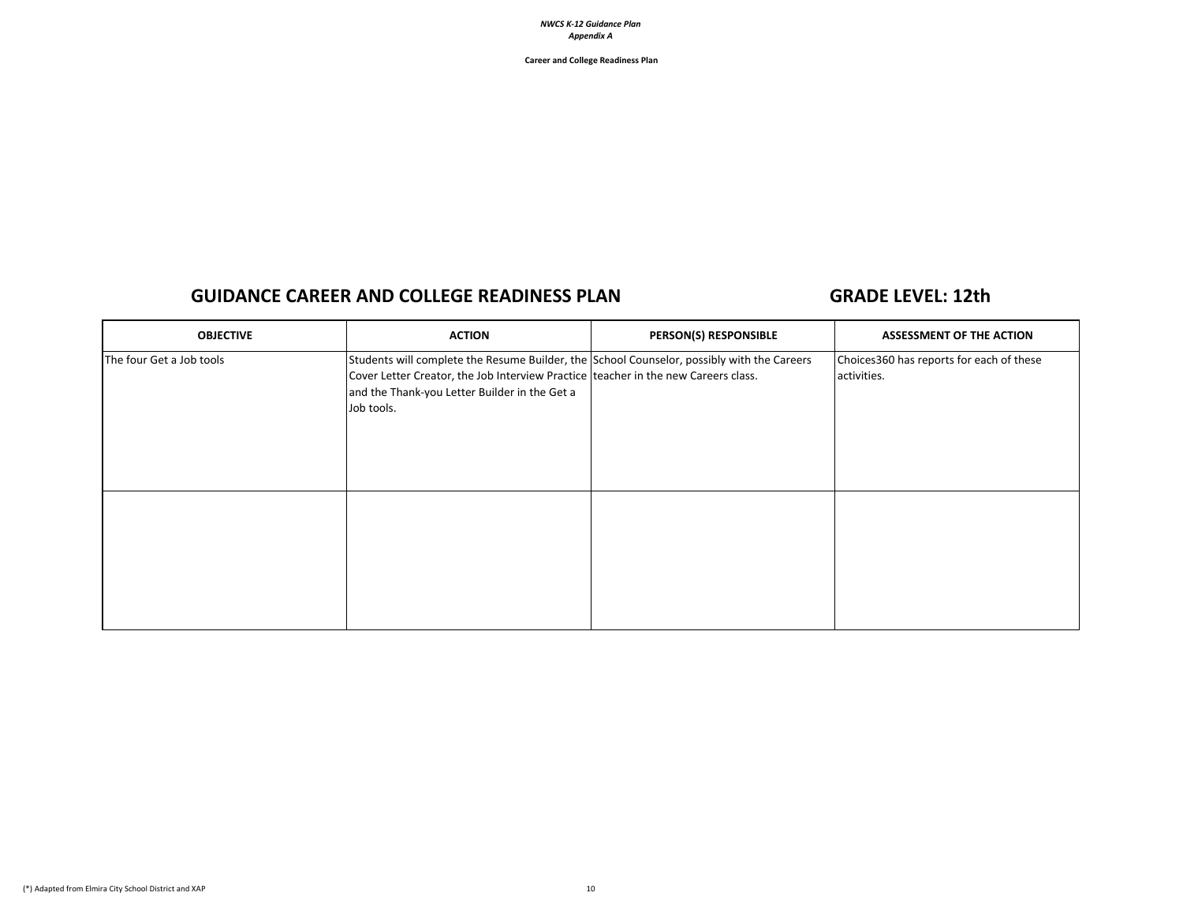Career and College Readiness Plan

## GUIDANCE CAREER AND COLLEGE READINESS PLAN

## GRADE LEVEL: 12th

| OBJECTIVE | ACTION | PERSON(S) RESPONSIBLE | ASSESSMENT OF THE ACTION |
|---|---|---|---|
| The four Get a Job tools | Students will complete the Resume Builder, the Cover Letter Creator, the Job Interview Practice and the Thank-you Letter Builder in the Get a Job tools. | School Counselor, possibly with the Careers teacher in the new Careers class. | Choices360 has reports for each of these activities. |
| | | | |

(*) Adapted from Elmira City School District and XAP